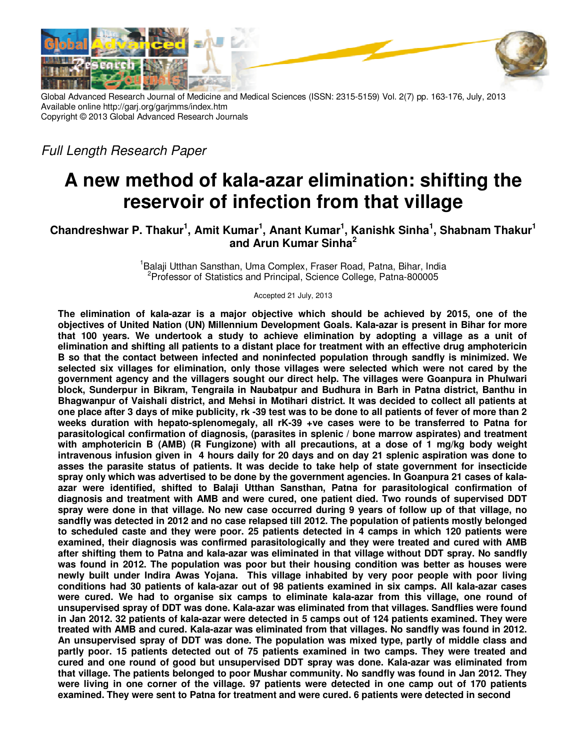Global Advanced Research Journal of Medicine and Medical Sciences (ISSN: 2315-5159) Vol. 2(7) pp. 163-176, July, 2013
Available online http://garj.org/garjmms/index.htm
Copyright © 2013 Global Advanced Research Journals

*Full Length Research Paper*

# A new method of kala-azar elimination: shifting the reservoir of infection from that village

**Chandreshwar P. Thakur[1], Amit Kumar[1], Anant Kumar[1], Kanishk Sinha[1], Shabnam Thakur[1] and Arun Kumar Sinha[2]**

[1]Balaji Utthan Sansthan, Uma Complex, Fraser Road, Patna, Bihar, India
[2]Professor of Statistics and Principal, Science College, Patna-800005

Accepted 21 July, 2013

**The elimination of kala-azar is a major objective which should be achieved by 2015, one of the objectives of United Nation (UN) Millennium Development Goals. Kala-azar is present in Bihar for more that 100 years. We undertook a study to achieve elimination by adopting a village as a unit of elimination and shifting all patients to a distant place for treatment with an effective drug amphotericin B so that the contact between infected and noninfected population through sandfly is minimized. We selected six villages for elimination, only those villages were selected which were not cared by the government agency and the villagers sought our direct help. The villages were Goanpura in Phulwari block, Sunderpur in Bikram, Tengraila in Naubatpur and Budhura in Barh in Patna district, Banthu in Bhagwanpur of Vaishali district, and Mehsi in Motihari district. It was decided to collect all patients at one place after 3 days of mike publicity, rk -39 test was to be done to all patients of fever of more than 2 weeks duration with hepato-splenomegaly, all rK-39 +ve cases were to be transferred to Patna for parasitological confirmation of diagnosis, (parasites in splenic / bone marrow aspirates) and treatment with amphotericin B (AMB) (R Fungizone) with all precautions, at a dose of 1 mg/kg body weight intravenous infusion given in 4 hours daily for 20 days and on day 21 splenic aspiration was done to asses the parasite status of patients. It was decide to take help of state government for insecticide spray only which was advertised to be done by the government agencies. In Goanpura 21 cases of kala-azar were identified, shifted to Balaji Utthan Sansthan, Patna for parasitological confirmation of diagnosis and treatment with AMB and were cured, one patient died. Two rounds of supervised DDT spray were done in that village. No new case occurred during 9 years of follow up of that village, no sandfly was detected in 2012 and no case relapsed till 2012. The population of patients mostly belonged to scheduled caste and they were poor. 25 patients detected in 4 camps in which 120 patients were examined, their diagnosis was confirmed parasitologically and they were treated and cured with AMB after shifting them to Patna and kala-azar was eliminated in that village without DDT spray. No sandfly was found in 2012. The population was poor but their housing condition was better as houses were newly built under Indira Awas Yojana. This village inhabited by very poor people with poor living conditions had 30 patients of kala-azar out of 98 patients examined in six camps. All kala-azar cases were cured. We had to organise six camps to eliminate kala-azar from this village, one round of unsupervised spray of DDT was done. Kala-azar was eliminated from that villages. Sandflies were found in Jan 2012. 32 patients of kala-azar were detected in 5 camps out of 124 patients examined. They were treated with AMB and cured. Kala-azar was eliminated from that villages. No sandfly was found in 2012. An unsupervised spray of DDT was done. The population was mixed type, partly of middle class and partly poor. 15 patients detected out of 75 patients examined in two camps. They were treated and cured and one round of good but unsupervised DDT spray was done. Kala-azar was eliminated from that village. The patients belonged to poor Mushar community. No sandfly was found in Jan 2012. They were living in one corner of the village. 97 patients were detected in one camp out of 170 patients examined. They were sent to Patna for treatment and were cured. 6 patients were detected in second**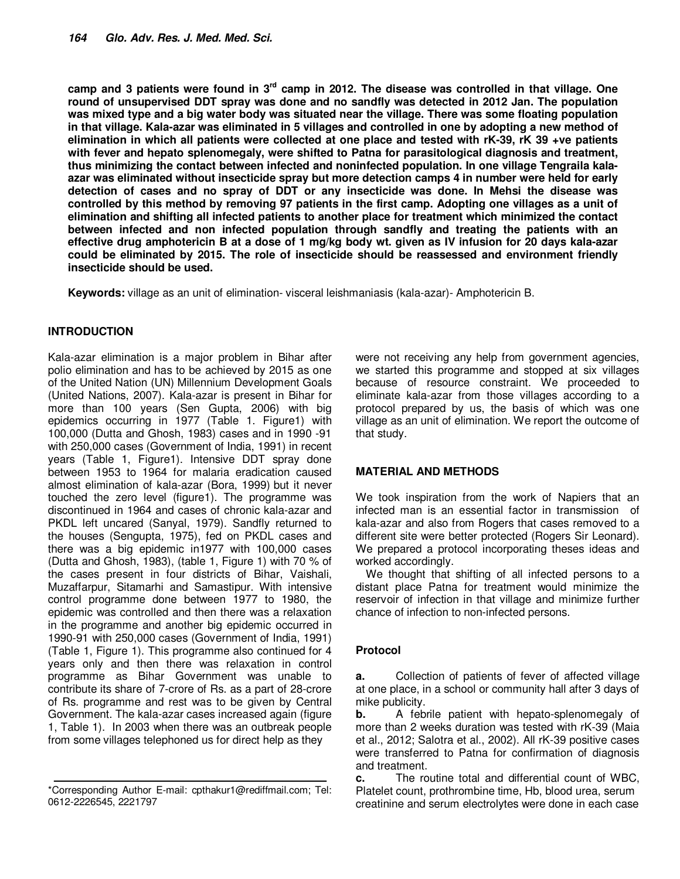**camp and 3 patients were found in 3rd camp in 2012. The disease was controlled in that village. One round of unsupervised DDT spray was done and no sandfly was detected in 2012 Jan. The population was mixed type and a big water body was situated near the village. There was some floating population in that village. Kala-azar was eliminated in 5 villages and controlled in one by adopting a new method of elimination in which all patients were collected at one place and tested with rK-39, rK 39 +ve patients with fever and hepato splenomegaly, were shifted to Patna for parasitological diagnosis and treatment, thus minimizing the contact between infected and noninfected population. In one village Tengraila kala-azar was eliminated without insecticide spray but more detection camps 4 in number were held for early detection of cases and no spray of DDT or any insecticide was done. In Mehsi the disease was controlled by this method by removing 97 patients in the first camp. Adopting one villages as a unit of elimination and shifting all infected patients to another place for treatment which minimized the contact between infected and non infected population through sandfly and treating the patients with an effective drug amphotericin B at a dose of 1 mg/kg body wt. given as IV infusion for 20 days kala-azar could be eliminated by 2015. The role of insecticide should be reassessed and environment friendly insecticide should be used.**

**Keywords:** village as an unit of elimination- visceral leishmaniasis (kala-azar)- Amphotericin B.

## INTRODUCTION

Kala-azar elimination is a major problem in Bihar after polio elimination and has to be achieved by 2015 as one of the United Nation (UN) Millennium Development Goals (United Nations, 2007). Kala-azar is present in Bihar for more than 100 years (Sen Gupta, 2006) with big epidemics occurring in 1977 (Table 1. Figure1) with 100,000 (Dutta and Ghosh, 1983) cases and in 1990 -91 with 250,000 cases (Government of India, 1991) in recent years (Table 1, Figure1). Intensive DDT spray done between 1953 to 1964 for malaria eradication caused almost elimination of kala-azar (Bora, 1999) but it never touched the zero level (figure1). The programme was discontinued in 1964 and cases of chronic kala-azar and PKDL left uncared (Sanyal, 1979). Sandfly returned to the houses (Sengupta, 1975), fed on PKDL cases and there was a big epidemic in1977 with 100,000 cases (Dutta and Ghosh, 1983), (table 1, Figure 1) with 70 % of the cases present in four districts of Bihar, Vaishali, Muzaffarpur, Sitamarhi and Samastipur. With intensive control programme done between 1977 to 1980, the epidemic was controlled and then there was a relaxation in the programme and another big epidemic occurred in 1990-91 with 250,000 cases (Government of India, 1991) (Table 1, Figure 1). This programme also continued for 4 years only and then there was relaxation in control programme as Bihar Government was unable to contribute its share of 7-crore of Rs. as a part of 28-crore of Rs. programme and rest was to be given by Central Government. The kala-azar cases increased again (figure 1, Table 1). In 2003 when there was an outbreak people from some villages telephoned us for direct help as they were not receiving any help from government agencies, we started this programme and stopped at six villages because of resource constraint. We proceeded to eliminate kala-azar from those villages according to a protocol prepared by us, the basis of which was one village as an unit of elimination. We report the outcome of that study.

*Corresponding Author E-mail: cpthakur1@rediffmail.com; Tel: 0612-2226545, 2221797

## MATERIAL AND METHODS

We took inspiration from the work of Napiers that an infected man is an essential factor in transmission of kala-azar and also from Rogers that cases removed to a different site were better protected (Rogers Sir Leonard). We prepared a protocol incorporating theses ideas and worked accordingly.

We thought that shifting of all infected persons to a distant place Patna for treatment would minimize the reservoir of infection in that village and minimize further chance of infection to non-infected persons.

### Protocol

**a.** Collection of patients of fever of affected village at one place, in a school or community hall after 3 days of mike publicity.

**b.** A febrile patient with hepato-splenomegaly of more than 2 weeks duration was tested with rK-39 (Maia et al., 2012; Salotra et al., 2002). All rK-39 positive cases were transferred to Patna for confirmation of diagnosis and treatment.

**c.** The routine total and differential count of WBC, Platelet count, prothrombine time, Hb, blood urea, serum creatinine and serum electrolytes were done in each case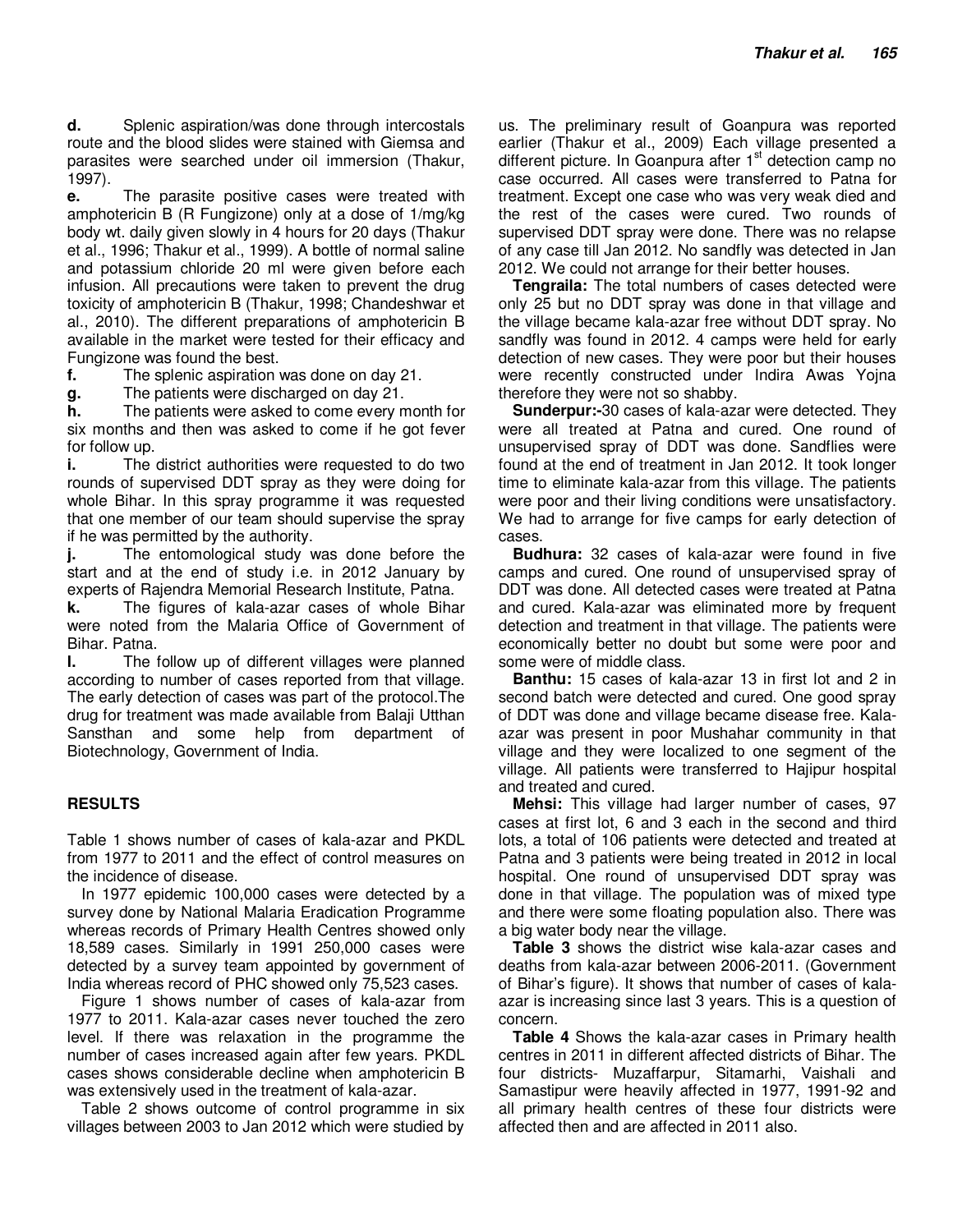**d.** Splenic aspiration/was done through intercostals route and the blood slides were stained with Giemsa and parasites were searched under oil immersion (Thakur, 1997).

**e.** The parasite positive cases were treated with amphotericin B (R Fungizone) only at a dose of 1/mg/kg body wt. daily given slowly in 4 hours for 20 days (Thakur et al., 1996; Thakur et al., 1999). A bottle of normal saline and potassium chloride 20 ml were given before each infusion. All precautions were taken to prevent the drug toxicity of amphotericin B (Thakur, 1998; Chandeshwar et al., 2010). The different preparations of amphotericin B available in the market were tested for their efficacy and Fungizone was found the best.

**f.** The splenic aspiration was done on day 21.

**g.** The patients were discharged on day 21.

**h.** The patients were asked to come every month for six months and then was asked to come if he got fever for follow up.

**i.** The district authorities were requested to do two rounds of supervised DDT spray as they were doing for whole Bihar. In this spray programme it was requested that one member of our team should supervise the spray if he was permitted by the authority.

**j.** The entomological study was done before the start and at the end of study i.e. in 2012 January by experts of Rajendra Memorial Research Institute, Patna.

**k.** The figures of kala-azar cases of whole Bihar were noted from the Malaria Office of Government of Bihar. Patna.

**l.** The follow up of different villages were planned according to number of cases reported from that village. The early detection of cases was part of the protocol.The drug for treatment was made available from Balaji Utthan Sansthan and some help from department of Biotechnology, Government of India.

## RESULTS

Table 1 shows number of cases of kala-azar and PKDL from 1977 to 2011 and the effect of control measures on the incidence of disease.

In 1977 epidemic 100,000 cases were detected by a survey done by National Malaria Eradication Programme whereas records of Primary Health Centres showed only 18,589 cases. Similarly in 1991 250,000 cases were detected by a survey team appointed by government of India whereas record of PHC showed only 75,523 cases.

Figure 1 shows number of cases of kala-azar from 1977 to 2011. Kala-azar cases never touched the zero level. If there was relaxation in the programme the number of cases increased again after few years. PKDL cases shows considerable decline when amphotericin B was extensively used in the treatment of kala-azar.

Table 2 shows outcome of control programme in six villages between 2003 to Jan 2012 which were studied by us. The preliminary result of Goanpura was reported earlier (Thakur et al., 2009) Each village presented a different picture. In Goanpura after 1st detection camp no case occurred. All cases were transferred to Patna for treatment. Except one case who was very weak died and the rest of the cases were cured. Two rounds of supervised DDT spray were done. There was no relapse of any case till Jan 2012. No sandfly was detected in Jan 2012. We could not arrange for their better houses.

**Tengraila:** The total numbers of cases detected were only 25 but no DDT spray was done in that village and the village became kala-azar free without DDT spray. No sandfly was found in 2012. 4 camps were held for early detection of new cases. They were poor but their houses were recently constructed under Indira Awas Yojna therefore they were not so shabby.

**Sunderpur:-**30 cases of kala-azar were detected. They were all treated at Patna and cured. One round of unsupervised spray of DDT was done. Sandflies were found at the end of treatment in Jan 2012. It took longer time to eliminate kala-azar from this village. The patients were poor and their living conditions were unsatisfactory. We had to arrange for five camps for early detection of cases.

**Budhura:** 32 cases of kala-azar were found in five camps and cured. One round of unsupervised spray of DDT was done. All detected cases were treated at Patna and cured. Kala-azar was eliminated more by frequent detection and treatment in that village. The patients were economically better no doubt but some were poor and some were of middle class.

**Banthu:** 15 cases of kala-azar 13 in first lot and 2 in second batch were detected and cured. One good spray of DDT was done and village became disease free. Kala-azar was present in poor Mushahar community in that village and they were localized to one segment of the village. All patients were transferred to Hajipur hospital and treated and cured.

**Mehsi:** This village had larger number of cases, 97 cases at first lot, 6 and 3 each in the second and third lots, a total of 106 patients were detected and treated at Patna and 3 patients were being treated in 2012 in local hospital. One round of unsupervised DDT spray was done in that village. The population was of mixed type and there were some floating population also. There was a big water body near the village.

**Table 3** shows the district wise kala-azar cases and deaths from kala-azar between 2006-2011. (Government of Bihar's figure). It shows that number of cases of kala-azar is increasing since last 3 years. This is a question of concern.

**Table 4** Shows the kala-azar cases in Primary health centres in 2011 in different affected districts of Bihar. The four districts- Muzaffarpur, Sitamarhi, Vaishali and Samastipur were heavily affected in 1977, 1991-92 and all primary health centres of these four districts were affected then and are affected in 2011 also.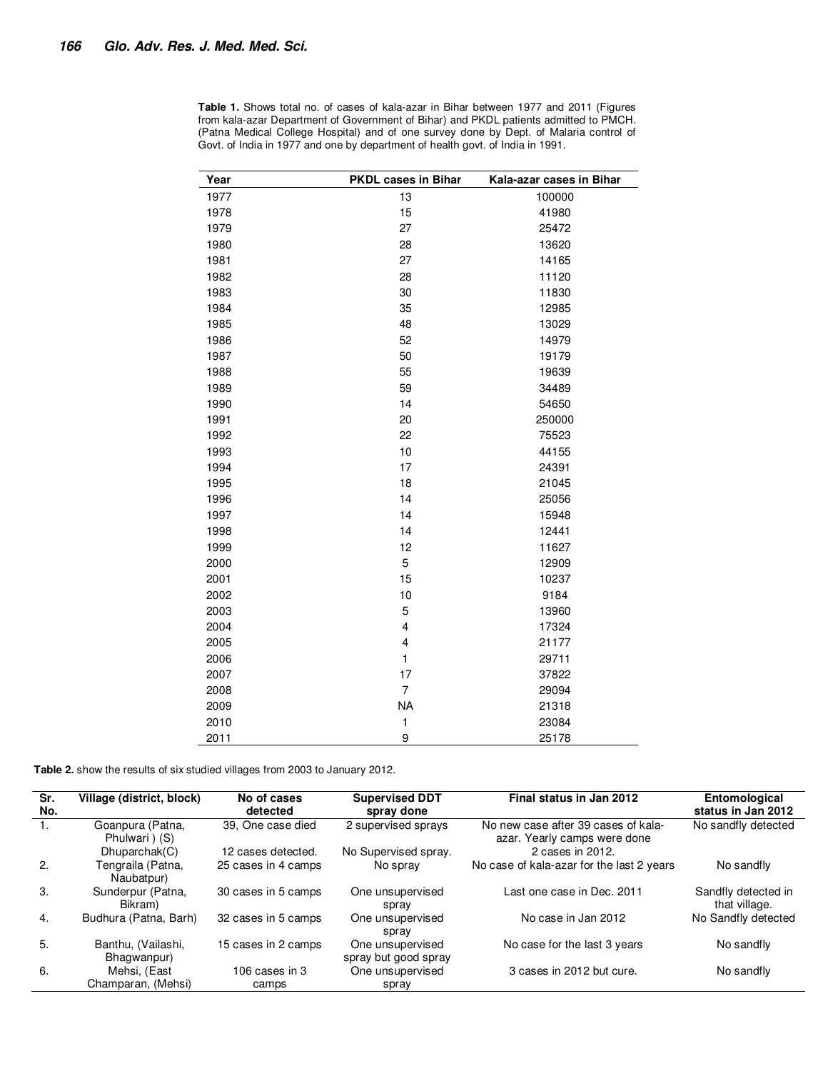**Table 1.** Shows total no. of cases of kala-azar in Bihar between 1977 and 2011 (Figures from kala-azar Department of Government of Bihar) and PKDL patients admitted to PMCH. (Patna Medical College Hospital) and of one survey done by Dept. of Malaria control of Govt. of India in 1977 and one by department of health govt. of India in 1991.

| Year | PKDL cases in Bihar | Kala-azar cases in Bihar |
|---|---|---|
| 1977 | 13 | 100000 |
| 1978 | 15 | 41980 |
| 1979 | 27 | 25472 |
| 1980 | 28 | 13620 |
| 1981 | 27 | 14165 |
| 1982 | 28 | 11120 |
| 1983 | 30 | 11830 |
| 1984 | 35 | 12985 |
| 1985 | 48 | 13029 |
| 1986 | 52 | 14979 |
| 1987 | 50 | 19179 |
| 1988 | 55 | 19639 |
| 1989 | 59 | 34489 |
| 1990 | 14 | 54650 |
| 1991 | 20 | 250000 |
| 1992 | 22 | 75523 |
| 1993 | 10 | 44155 |
| 1994 | 17 | 24391 |
| 1995 | 18 | 21045 |
| 1996 | 14 | 25056 |
| 1997 | 14 | 15948 |
| 1998 | 14 | 12441 |
| 1999 | 12 | 11627 |
| 2000 | 5 | 12909 |
| 2001 | 15 | 10237 |
| 2002 | 10 | 9184 |
| 2003 | 5 | 13960 |
| 2004 | 4 | 17324 |
| 2005 | 4 | 21177 |
| 2006 | 1 | 29711 |
| 2007 | 17 | 37822 |
| 2008 | 7 | 29094 |
| 2009 | NA | 21318 |
| 2010 | 1 | 23084 |
| 2011 | 9 | 25178 |

**Table 2.** show the results of six studied villages from 2003 to January 2012.

| Sr. No. | Village (district, block) | No of cases detected | Supervised DDT spray done | Final status in Jan 2012 | Entomological status in Jan 2012 |
|---|---|---|---|---|---|
| 1. | Goanpura (Patna, Phulwari ) (S) Dhuparchak(C) | 39, One case died<br>12 cases detected. | 2 supervised sprays<br>No Supervised spray. | No new case after 39 cases of kala-azar. Yearly camps were done<br>2 cases in 2012. | No sandfly detected |
| 2. | Tengraila (Patna, Naubatpur) | 25 cases in 4 camps | No spray | No case of kala-azar for the last 2 years | No sandfly |
| 3. | Sunderpur (Patna, Bikram) | 30 cases in 5 camps | One unsupervised spray | Last one case in Dec. 2011 | Sandfly detected in that village. |
| 4. | Budhura (Patna, Barh) | 32 cases in 5 camps | One unsupervised spray | No case in Jan 2012 | No Sandfly detected |
| 5. | Banthu, (Vailashi, Bhagwanpur) | 15 cases in 2 camps | One unsupervised spray but good spray | No case for the last 3 years | No sandfly |
| 6. | Mehsi, (East Champaran, (Mehsi) | 106 cases in 3 camps | One unsupervised spray | 3 cases in 2012 but cure. | No sandfly |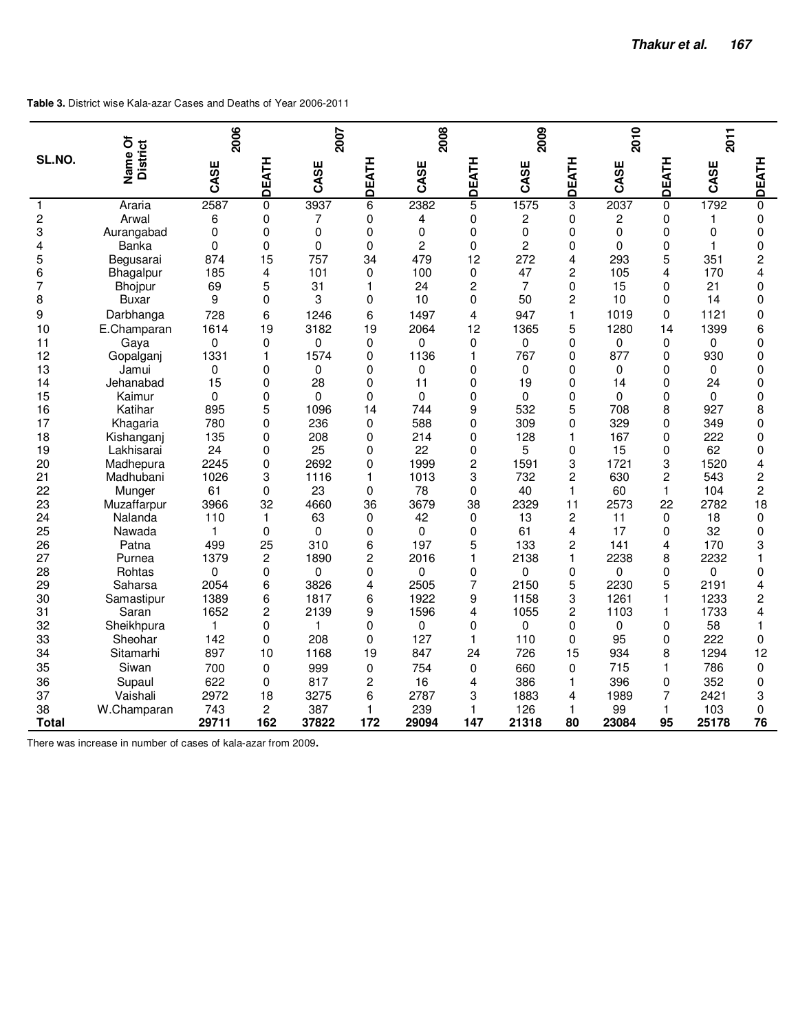**Table 3.** District wise Kala-azar Cases and Deaths of Year 2006-2011

| SL.NO. | Name Of District | 2006 | | 2007 | | 2008 | | 2009 | | 2010 | | 2011 | |
|---|---|---|---|---|---|---|---|---|---|---|---|---|---|
| | | CASE | DEATH | CASE | DEATH | CASE | DEATH | CASE | DEATH | CASE | DEATH | CASE | DEATH |
| 1 | Araria | 2587 | 0 | 3937 | 6 | 2382 | 5 | 1575 | 3 | 2037 | 0 | 1792 | 0 |
| 2 | Arwal | 6 | 0 | 7 | 0 | 4 | 0 | 2 | 0 | 2 | 0 | 1 | 0 |
| 3 | Aurangabad | 0 | 0 | 0 | 0 | 0 | 0 | 0 | 0 | 0 | 0 | 0 | 0 |
| 4 | Banka | 0 | 0 | 0 | 0 | 2 | 0 | 2 | 0 | 0 | 0 | 1 | 0 |
| 5 | Begusarai | 874 | 15 | 757 | 34 | 479 | 12 | 272 | 4 | 293 | 5 | 351 | 2 |
| 6 | Bhagalpur | 185 | 4 | 101 | 0 | 100 | 0 | 47 | 2 | 105 | 4 | 170 | 4 |
| 7 | Bhojpur | 69 | 5 | 31 | 1 | 24 | 2 | 7 | 0 | 15 | 0 | 21 | 0 |
| 8 | Buxar | 9 | 0 | 3 | 0 | 10 | 0 | 50 | 2 | 10 | 0 | 14 | 0 |
| 9 | Darbhanga | 728 | 6 | 1246 | 6 | 1497 | 4 | 947 | 1 | 1019 | 0 | 1121 | 0 |
| 10 | E.Champaran | 1614 | 19 | 3182 | 19 | 2064 | 12 | 1365 | 5 | 1280 | 14 | 1399 | 6 |
| 11 | Gaya | 0 | 0 | 0 | 0 | 0 | 0 | 0 | 0 | 0 | 0 | 0 | 0 |
| 12 | Gopalganj | 1331 | 1 | 1574 | 0 | 1136 | 1 | 767 | 0 | 877 | 0 | 930 | 0 |
| 13 | Jamui | 0 | 0 | 0 | 0 | 0 | 0 | 0 | 0 | 0 | 0 | 0 | 0 |
| 14 | Jehanabad | 15 | 0 | 28 | 0 | 11 | 0 | 19 | 0 | 14 | 0 | 24 | 0 |
| 15 | Kaimur | 0 | 0 | 0 | 0 | 0 | 0 | 0 | 0 | 0 | 0 | 0 | 0 |
| 16 | Katihar | 895 | 5 | 1096 | 14 | 744 | 9 | 532 | 5 | 708 | 8 | 927 | 8 |
| 17 | Khagaria | 780 | 0 | 236 | 0 | 588 | 0 | 309 | 0 | 329 | 0 | 349 | 0 |
| 18 | Kishanganj | 135 | 0 | 208 | 0 | 214 | 0 | 128 | 1 | 167 | 0 | 222 | 0 |
| 19 | Lakhisarai | 24 | 0 | 25 | 0 | 22 | 0 | 5 | 0 | 15 | 0 | 62 | 0 |
| 20 | Madhepura | 2245 | 0 | 2692 | 0 | 1999 | 2 | 1591 | 3 | 1721 | 3 | 1520 | 4 |
| 21 | Madhubani | 1026 | 3 | 1116 | 1 | 1013 | 3 | 732 | 2 | 630 | 2 | 543 | 2 |
| 22 | Munger | 61 | 0 | 23 | 0 | 78 | 0 | 40 | 1 | 60 | 1 | 104 | 2 |
| 23 | Muzaffarpur | 3966 | 32 | 4660 | 36 | 3679 | 38 | 2329 | 11 | 2573 | 22 | 2782 | 18 |
| 24 | Nalanda | 110 | 1 | 63 | 0 | 42 | 0 | 13 | 2 | 11 | 0 | 18 | 0 |
| 25 | Nawada | 1 | 0 | 0 | 0 | 0 | 0 | 61 | 4 | 17 | 0 | 32 | 0 |
| 26 | Patna | 499 | 25 | 310 | 6 | 197 | 5 | 133 | 2 | 141 | 4 | 170 | 3 |
| 27 | Purnea | 1379 | 2 | 1890 | 2 | 2016 | 1 | 2138 | 1 | 2238 | 8 | 2232 | 1 |
| 28 | Rohtas | 0 | 0 | 0 | 0 | 0 | 0 | 0 | 0 | 0 | 0 | 0 | 0 |
| 29 | Saharsa | 2054 | 6 | 3826 | 4 | 2505 | 7 | 2150 | 5 | 2230 | 5 | 2191 | 4 |
| 30 | Samastipur | 1389 | 6 | 1817 | 6 | 1922 | 9 | 1158 | 3 | 1261 | 1 | 1233 | 2 |
| 31 | Saran | 1652 | 2 | 2139 | 9 | 1596 | 4 | 1055 | 2 | 1103 | 1 | 1733 | 4 |
| 32 | Sheikhpura | 1 | 0 | 1 | 0 | 0 | 0 | 0 | 0 | 0 | 0 | 58 | 1 |
| 33 | Sheohar | 142 | 0 | 208 | 0 | 127 | 1 | 110 | 0 | 95 | 0 | 222 | 0 |
| 34 | Sitamarhi | 897 | 10 | 1168 | 19 | 847 | 24 | 726 | 15 | 934 | 8 | 1294 | 12 |
| 35 | Siwan | 700 | 0 | 999 | 0 | 754 | 0 | 660 | 0 | 715 | 1 | 786 | 0 |
| 36 | Supaul | 622 | 0 | 817 | 2 | 16 | 4 | 386 | 1 | 396 | 0 | 352 | 0 |
| 37 | Vaishali | 2972 | 18 | 3275 | 6 | 2787 | 3 | 1883 | 4 | 1989 | 7 | 2421 | 3 |
| 38 | W.Champaran | 743 | 2 | 387 | 1 | 239 | 1 | 126 | 1 | 99 | 1 | 103 | 0 |
| **Total** | | **29711** | **162** | **37822** | **172** | **29094** | **147** | **21318** | **80** | **23084** | **95** | **25178** | **76** |

There was increase in number of cases of kala-azar from 2009**.**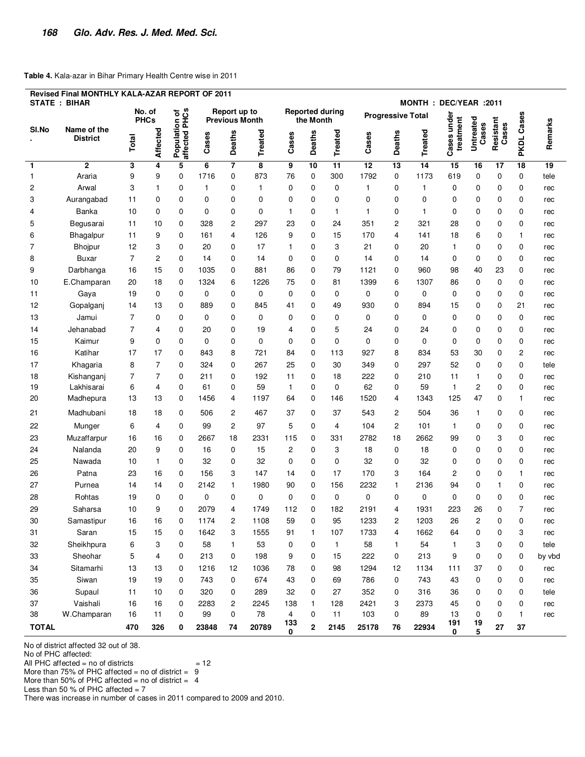**Table 4.** Kala-azar in Bihar Primary Health Centre wise in 2011

**Revised Final MONTHLY KALA-AZAR REPORT OF 2011**

**STATE : BIHAR** **MONTH : DEC/YEAR :2011**

| Sl.No. | Name of the District | No. of PHCs | | Population of affected PHCs | Report up to Previous Month | | | Reported during the Month | | | Progressive Total | | | Cases under treatment | Untreated Cases | Resistant Cases | PKDL Cases | Remarks |
|---|---|---|---|---|---|---|---|---|---|---|---|---|---|---|---|---|---|---|
| | | Total | Affected | | Cases | Deaths | Treated | Cases | Deaths | Treated | Cases | Deaths | Treated | | | | | |
| 1 | 2 | 3 | 4 | 5 | 6 | 7 | 8 | 9 | 10 | 11 | 12 | 13 | 14 | 15 | 16 | 17 | 18 | 19 |
| 1 | Araria | 9 | 9 | 0 | 1716 | 0 | 873 | 76 | 0 | 300 | 1792 | 0 | 1173 | 619 | 0 | 0 | 0 | tele |
| 2 | Arwal | 3 | 1 | 0 | 1 | 0 | 1 | 0 | 0 | 0 | 1 | 0 | 1 | 0 | 0 | 0 | 0 | rec |
| 3 | Aurangabad | 11 | 0 | 0 | 0 | 0 | 0 | 0 | 0 | 0 | 0 | 0 | 0 | 0 | 0 | 0 | 0 | rec |
| 4 | Banka | 10 | 0 | 0 | 0 | 0 | 0 | 1 | 0 | 1 | 1 | 0 | 1 | 0 | 0 | 0 | 0 | rec |
| 5 | Begusarai | 11 | 10 | 0 | 328 | 2 | 297 | 23 | 0 | 24 | 351 | 2 | 321 | 28 | 0 | 0 | 0 | rec |
| 6 | Bhagalpur | 11 | 9 | 0 | 161 | 4 | 126 | 9 | 0 | 15 | 170 | 4 | 141 | 18 | 6 | 0 | 1 | rec |
| 7 | Bhojpur | 12 | 3 | 0 | 20 | 0 | 17 | 1 | 0 | 3 | 21 | 0 | 20 | 1 | 0 | 0 | 0 | rec |
| 8 | Buxar | 7 | 2 | 0 | 14 | 0 | 14 | 0 | 0 | 0 | 14 | 0 | 14 | 0 | 0 | 0 | 0 | rec |
| 9 | Darbhanga | 16 | 15 | 0 | 1035 | 0 | 881 | 86 | 0 | 79 | 1121 | 0 | 960 | 98 | 40 | 23 | 0 | rec |
| 10 | E.Champaran | 20 | 18 | 0 | 1324 | 6 | 1226 | 75 | 0 | 81 | 1399 | 6 | 1307 | 86 | 0 | 0 | 0 | rec |
| 11 | Gaya | 19 | 0 | 0 | 0 | 0 | 0 | 0 | 0 | 0 | 0 | 0 | 0 | 0 | 0 | 0 | 0 | rec |
| 12 | Gopalganj | 14 | 13 | 0 | 889 | 0 | 845 | 41 | 0 | 49 | 930 | 0 | 894 | 15 | 0 | 0 | 21 | rec |
| 13 | Jamui | 7 | 0 | 0 | 0 | 0 | 0 | 0 | 0 | 0 | 0 | 0 | 0 | 0 | 0 | 0 | 0 | rec |
| 14 | Jehanabad | 7 | 4 | 0 | 20 | 0 | 19 | 4 | 0 | 5 | 24 | 0 | 24 | 0 | 0 | 0 | 0 | rec |
| 15 | Kaimur | 9 | 0 | 0 | 0 | 0 | 0 | 0 | 0 | 0 | 0 | 0 | 0 | 0 | 0 | 0 | 0 | rec |
| 16 | Katihar | 17 | 17 | 0 | 843 | 8 | 721 | 84 | 0 | 113 | 927 | 8 | 834 | 53 | 30 | 0 | 2 | rec |
| 17 | Khagaria | 8 | 7 | 0 | 324 | 0 | 267 | 25 | 0 | 30 | 349 | 0 | 297 | 52 | 0 | 0 | 0 | tele |
| 18 | Kishanganj | 7 | 7 | 0 | 211 | 0 | 192 | 11 | 0 | 18 | 222 | 0 | 210 | 11 | 1 | 0 | 0 | rec |
| 19 | Lakhisarai | 6 | 4 | 0 | 61 | 0 | 59 | 1 | 0 | 0 | 62 | 0 | 59 | 1 | 2 | 0 | 0 | rec |
| 20 | Madhepura | 13 | 13 | 0 | 1456 | 4 | 1197 | 64 | 0 | 146 | 1520 | 4 | 1343 | 125 | 47 | 0 | 1 | rec |
| 21 | Madhubani | 18 | 18 | 0 | 506 | 2 | 467 | 37 | 0 | 37 | 543 | 2 | 504 | 36 | 1 | 0 | 0 | rec |
| 22 | Munger | 6 | 4 | 0 | 99 | 2 | 97 | 5 | 0 | 4 | 104 | 2 | 101 | 1 | 0 | 0 | 0 | rec |
| 23 | Muzaffarpur | 16 | 16 | 0 | 2667 | 18 | 2331 | 115 | 0 | 331 | 2782 | 18 | 2662 | 99 | 0 | 3 | 0 | rec |
| 24 | Nalanda | 20 | 9 | 0 | 16 | 0 | 15 | 2 | 0 | 3 | 18 | 0 | 18 | 0 | 0 | 0 | 0 | rec |
| 25 | Nawada | 10 | 1 | 0 | 32 | 0 | 32 | 0 | 0 | 0 | 32 | 0 | 32 | 0 | 0 | 0 | 0 | rec |
| 26 | Patna | 23 | 16 | 0 | 156 | 3 | 147 | 14 | 0 | 17 | 170 | 3 | 164 | 2 | 0 | 0 | 1 | rec |
| 27 | Purnea | 14 | 14 | 0 | 2142 | 1 | 1980 | 90 | 0 | 156 | 2232 | 1 | 2136 | 94 | 0 | 1 | 0 | rec |
| 28 | Rohtas | 19 | 0 | 0 | 0 | 0 | 0 | 0 | 0 | 0 | 0 | 0 | 0 | 0 | 0 | 0 | 0 | rec |
| 29 | Saharsa | 10 | 9 | 0 | 2079 | 4 | 1749 | 112 | 0 | 182 | 2191 | 4 | 1931 | 223 | 26 | 0 | 7 | rec |
| 30 | Samastipur | 16 | 16 | 0 | 1174 | 2 | 1108 | 59 | 0 | 95 | 1233 | 2 | 1203 | 26 | 2 | 0 | 0 | rec |
| 31 | Saran | 15 | 15 | 0 | 1642 | 3 | 1555 | 91 | 1 | 107 | 1733 | 4 | 1662 | 64 | 0 | 0 | 3 | rec |
| 32 | Sheikhpura | 6 | 3 | 0 | 58 | 1 | 53 | 0 | 0 | 1 | 58 | 1 | 54 | 1 | 3 | 0 | 0 | tele |
| 33 | Sheohar | 5 | 4 | 0 | 213 | 0 | 198 | 9 | 0 | 15 | 222 | 0 | 213 | 9 | 0 | 0 | 0 | by vbd |
| 34 | Sitamarhi | 13 | 13 | 0 | 1216 | 12 | 1036 | 78 | 0 | 98 | 1294 | 12 | 1134 | 111 | 37 | 0 | 0 | rec |
| 35 | Siwan | 19 | 19 | 0 | 743 | 0 | 674 | 43 | 0 | 69 | 786 | 0 | 743 | 43 | 0 | 0 | 0 | rec |
| 36 | Supaul | 11 | 10 | 0 | 320 | 0 | 289 | 32 | 0 | 27 | 352 | 0 | 316 | 36 | 0 | 0 | 0 | tele |
| 37 | Vaishali | 16 | 16 | 0 | 2283 | 2 | 2245 | 138 | 1 | 128 | 2421 | 3 | 2373 | 45 | 0 | 0 | 0 | rec |
| 38 | W.Champaran | 16 | 11 | 0 | 99 | 0 | 78 | 4 | 0 | 11 | 103 | 0 | 89 | 13 | 0 | 0 | 1 | rec |
| **TOTAL** | | **470** | **326** | **0** | **23848** | **74** | **20789** | **1330** | **2** | **2145** | **25178** | **76** | **22934** | **1910** | **195** | **27** | **37** | |

No of district affected 32 out of 38.

No of PHC affected:

All PHC affected = no of districts = 12

More than 75% of PHC affected = no of district = 9

More than 50% of PHC affected = no of district = 4

Less than 50 % of PHC affected = 7

There was increase in number of cases in 2011 compared to 2009 and 2010.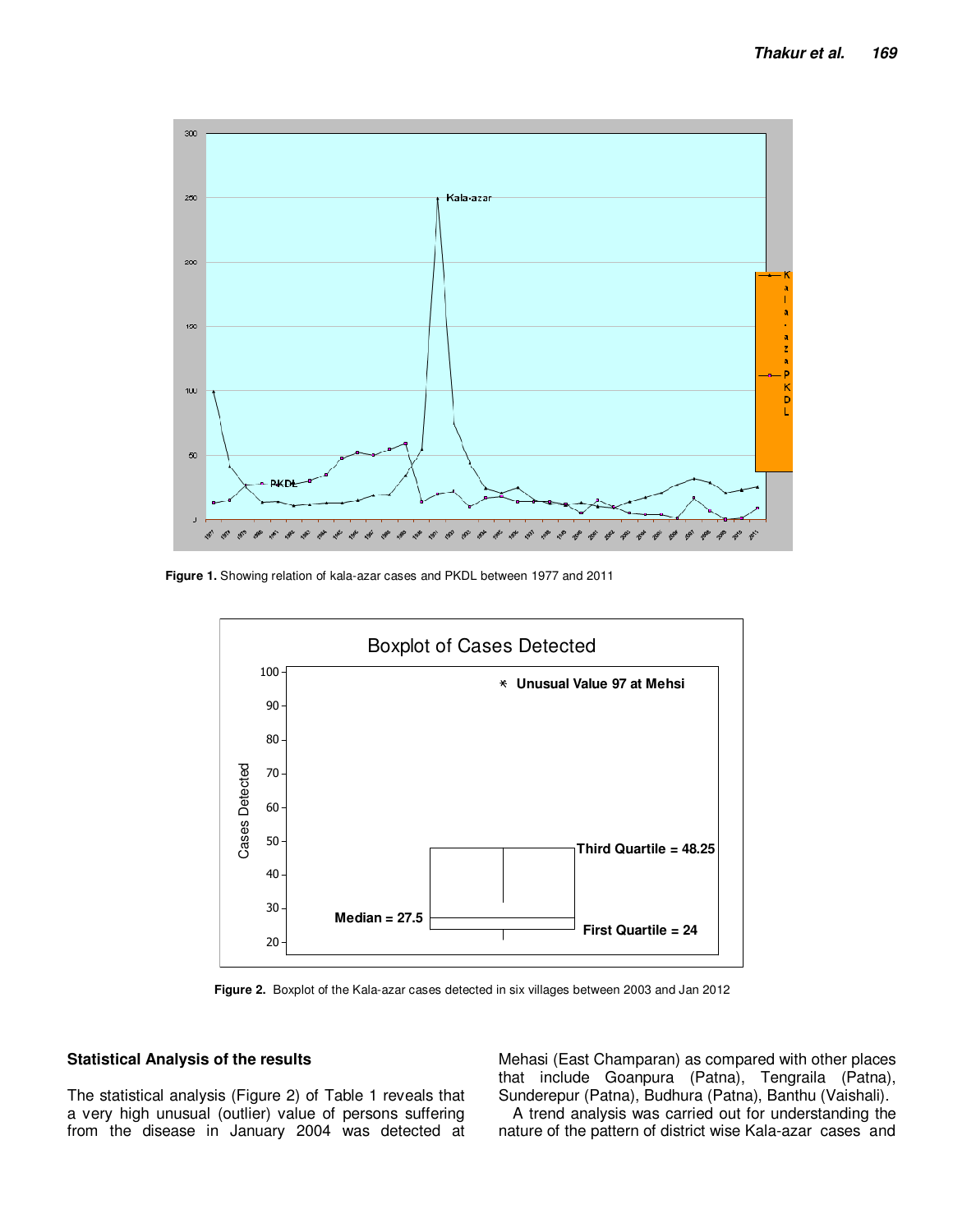Figure 1. Showing relation of kala-azar cases and PKDL between 1977 and 2011

Figure 2. Boxplot of the Kala-azar cases detected in six villages between 2003 and Jan 2012

### Statistical Analysis of the results

The statistical analysis (Figure 2) of Table 1 reveals that a very high unusual (outlier) value of persons suffering from the disease in January 2004 was detected at Mehasi (East Champaran) as compared with other places that include Goanpura (Patna), Tengraila (Patna), Sunderepur (Patna), Budhura (Patna), Banthu (Vaishali).

A trend analysis was carried out for understanding the nature of the pattern of district wise Kala-azar cases and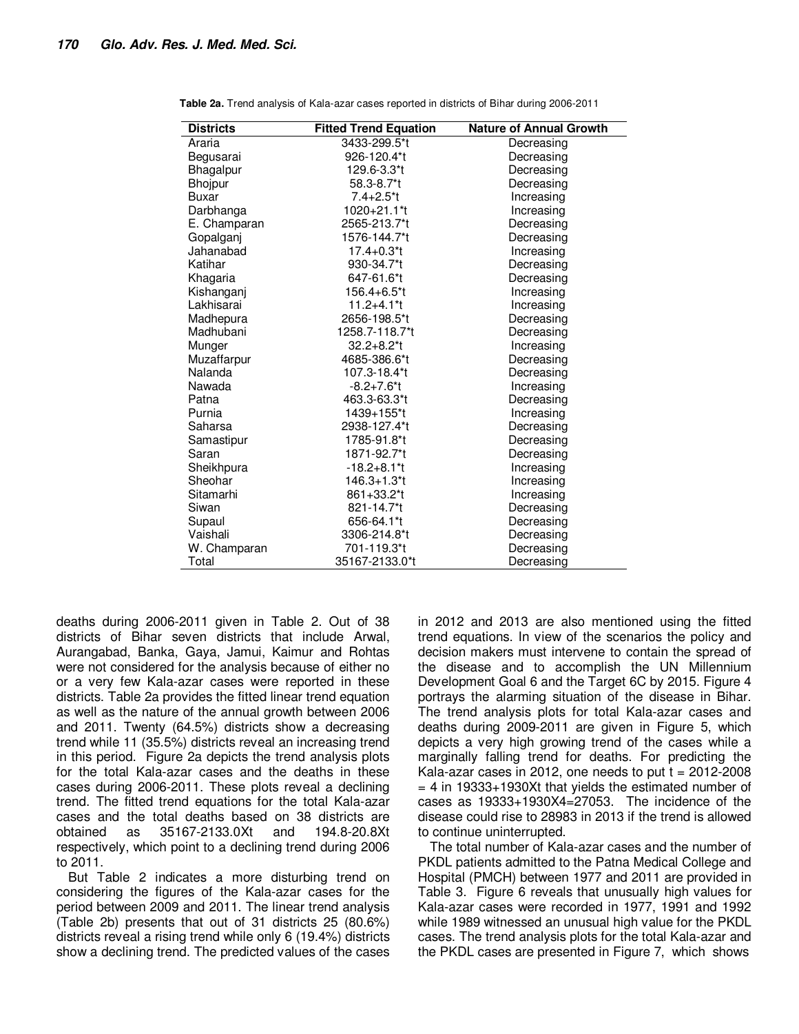**Table 2a.** Trend analysis of Kala-azar cases reported in districts of Bihar during 2006-2011

| Districts | Fitted Trend Equation | Nature of Annual Growth |
|---|---|---|
| Araria | 3433-299.5*t | Decreasing |
| Begusarai | 926-120.4*t | Decreasing |
| Bhagalpur | 129.6-3.3*t | Decreasing |
| Bhojpur | 58.3-8.7*t | Decreasing |
| Buxar | 7.4+2.5*t | Increasing |
| Darbhanga | 1020+21.1*t | Increasing |
| E. Champaran | 2565-213.7*t | Decreasing |
| Gopalganj | 1576-144.7*t | Decreasing |
| Jahanabad | 17.4+0.3*t | Increasing |
| Katihar | 930-34.7*t | Decreasing |
| Khagaria | 647-61.6*t | Decreasing |
| Kishanganj | 156.4+6.5*t | Increasing |
| Lakhisarai | 11.2+4.1*t | Increasing |
| Madhepura | 2656-198.5*t | Decreasing |
| Madhubani | 1258.7-118.7*t | Decreasing |
| Munger | 32.2+8.2*t | Increasing |
| Muzaffarpur | 4685-386.6*t | Decreasing |
| Nalanda | 107.3-18.4*t | Decreasing |
| Nawada | -8.2+7.6*t | Increasing |
| Patna | 463.3-63.3*t | Decreasing |
| Purnia | 1439+155*t | Increasing |
| Saharsa | 2938-127.4*t | Decreasing |
| Samastipur | 1785-91.8*t | Decreasing |
| Saran | 1871-92.7*t | Decreasing |
| Sheikhpura | -18.2+8.1*t | Increasing |
| Sheohar | 146.3+1.3*t | Increasing |
| Sitamarhi | 861+33.2*t | Increasing |
| Siwan | 821-14.7*t | Decreasing |
| Supaul | 656-64.1*t | Decreasing |
| Vaishali | 3306-214.8*t | Decreasing |
| W. Champaran | 701-119.3*t | Decreasing |
| Total | 35167-2133.0*t | Decreasing |

deaths during 2006-2011 given in Table 2. Out of 38 districts of Bihar seven districts that include Arwal, Aurangabad, Banka, Gaya, Jamui, Kaimur and Rohtas were not considered for the analysis because of either no or a very few Kala-azar cases were reported in these districts. Table 2a provides the fitted linear trend equation as well as the nature of the annual growth between 2006 and 2011. Twenty (64.5%) districts show a decreasing trend while 11 (35.5%) districts reveal an increasing trend in this period. Figure 2a depicts the trend analysis plots for the total Kala-azar cases and the deaths in these cases during 2006-2011. These plots reveal a declining trend. The fitted trend equations for the total Kala-azar cases and the total deaths based on 38 districts are obtained as 35167-2133.0Xt and 194.8-20.8Xt respectively, which point to a declining trend during 2006 to 2011.

But Table 2 indicates a more disturbing trend on considering the figures of the Kala-azar cases for the period between 2009 and 2011. The linear trend analysis (Table 2b) presents that out of 31 districts 25 (80.6%) districts reveal a rising trend while only 6 (19.4%) districts show a declining trend. The predicted values of the cases in 2012 and 2013 are also mentioned using the fitted trend equations. In view of the scenarios the policy and decision makers must intervene to contain the spread of the disease and to accomplish the UN Millennium Development Goal 6 and the Target 6C by 2015. Figure 4 portrays the alarming situation of the disease in Bihar. The trend analysis plots for total Kala-azar cases and deaths during 2009-2011 are given in Figure 5, which depicts a very high growing trend of the cases while a marginally falling trend for deaths. For predicting the Kala-azar cases in 2012, one needs to put t = 2012-2008 = 4 in 19333+1930Xt that yields the estimated number of cases as 19333+1930X4=27053. The incidence of the disease could rise to 28983 in 2013 if the trend is allowed to continue uninterrupted.

The total number of Kala-azar cases and the number of PKDL patients admitted to the Patna Medical College and Hospital (PMCH) between 1977 and 2011 are provided in Table 3. Figure 6 reveals that unusually high values for Kala-azar cases were recorded in 1977, 1991 and 1992 while 1989 witnessed an unusual high value for the PKDL cases. The trend analysis plots for the total Kala-azar and the PKDL cases are presented in Figure 7, which shows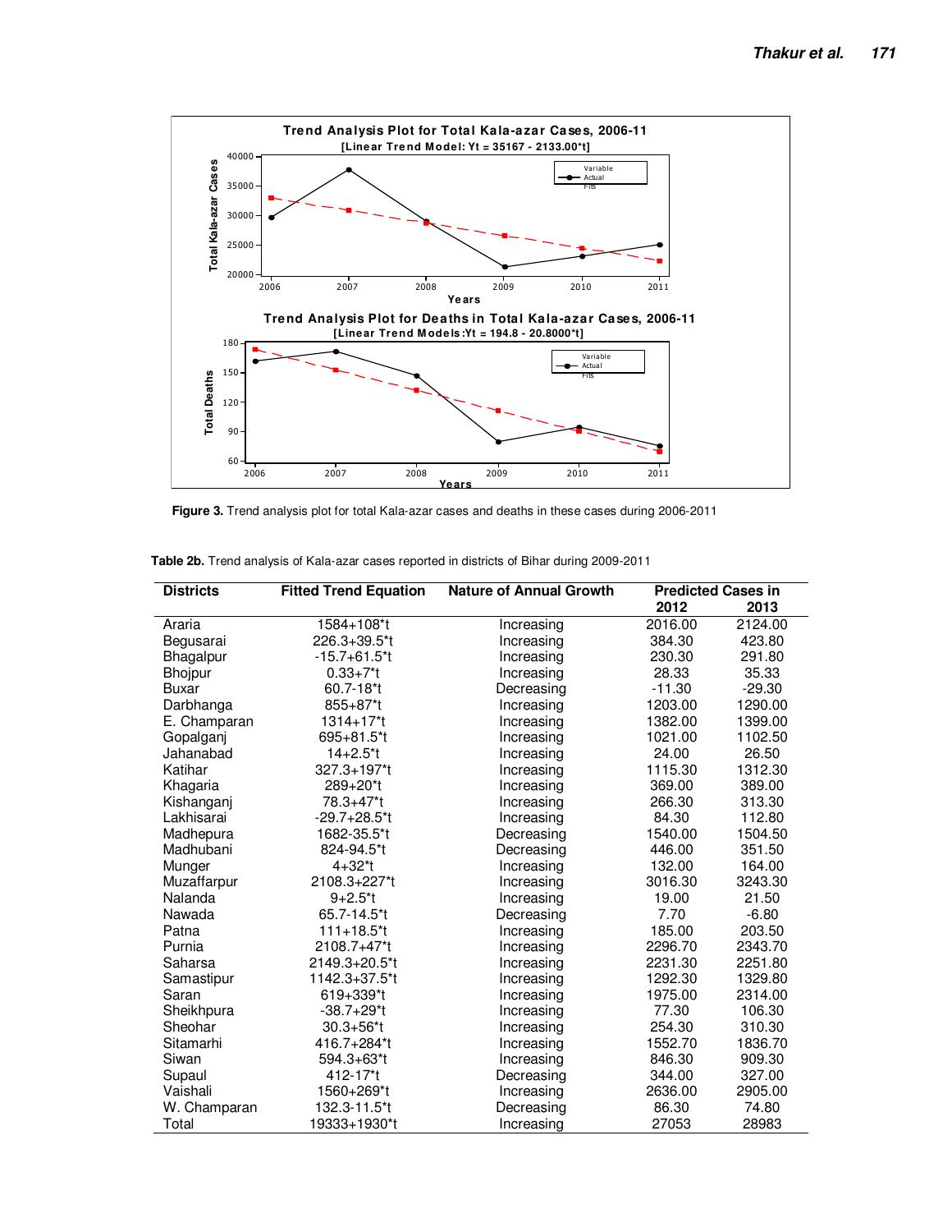Figure 3. Trend analysis plot for total Kala-azar cases and deaths in these cases during 2006-2011

**Table 2b.** Trend analysis of Kala-azar cases reported in districts of Bihar during 2009-2011

| Districts | Fitted Trend Equation | Nature of Annual Growth | Predicted Cases in 2012 | Predicted Cases in 2013 |
|---|---|---|---|---|
| Araria | 1584+108*t | Increasing | 2016.00 | 2124.00 |
| Begusarai | 226.3+39.5*t | Increasing | 384.30 | 423.80 |
| Bhagalpur | -15.7+61.5*t | Increasing | 230.30 | 291.80 |
| Bhojpur | 0.33+7*t | Increasing | 28.33 | 35.33 |
| Buxar | 60.7-18*t | Decreasing | -11.30 | -29.30 |
| Darbhanga | 855+87*t | Increasing | 1203.00 | 1290.00 |
| E. Champaran | 1314+17*t | Increasing | 1382.00 | 1399.00 |
| Gopalganj | 695+81.5*t | Increasing | 1021.00 | 1102.50 |
| Jahanabad | 14+2.5*t | Increasing | 24.00 | 26.50 |
| Katihar | 327.3+197*t | Increasing | 1115.30 | 1312.30 |
| Khagaria | 289+20*t | Increasing | 369.00 | 389.00 |
| Kishanganj | 78.3+47*t | Increasing | 266.30 | 313.30 |
| Lakhisarai | -29.7+28.5*t | Increasing | 84.30 | 112.80 |
| Madhepura | 1682-35.5*t | Decreasing | 1540.00 | 1504.50 |
| Madhubani | 824-94.5*t | Decreasing | 446.00 | 351.50 |
| Munger | 4+32*t | Increasing | 132.00 | 164.00 |
| Muzaffarpur | 2108.3+227*t | Increasing | 3016.30 | 3243.30 |
| Nalanda | 9+2.5*t | Increasing | 19.00 | 21.50 |
| Nawada | 65.7-14.5*t | Decreasing | 7.70 | -6.80 |
| Patna | 111+18.5*t | Increasing | 185.00 | 203.50 |
| Purnia | 2108.7+47*t | Increasing | 2296.70 | 2343.70 |
| Saharsa | 2149.3+20.5*t | Increasing | 2231.30 | 2251.80 |
| Samastipur | 1142.3+37.5*t | Increasing | 1292.30 | 1329.80 |
| Saran | 619+339*t | Increasing | 1975.00 | 2314.00 |
| Sheikhpura | -38.7+29*t | Increasing | 77.30 | 106.30 |
| Sheohar | 30.3+56*t | Increasing | 254.30 | 310.30 |
| Sitamarhi | 416.7+284*t | Increasing | 1552.70 | 1836.70 |
| Siwan | 594.3+63*t | Increasing | 846.30 | 909.30 |
| Supaul | 412-17*t | Decreasing | 344.00 | 327.00 |
| Vaishali | 1560+269*t | Increasing | 2636.00 | 2905.00 |
| W. Champaran | 132.3-11.5*t | Decreasing | 86.30 | 74.80 |
| Total | 19333+1930*t | Increasing | 27053 | 28983 |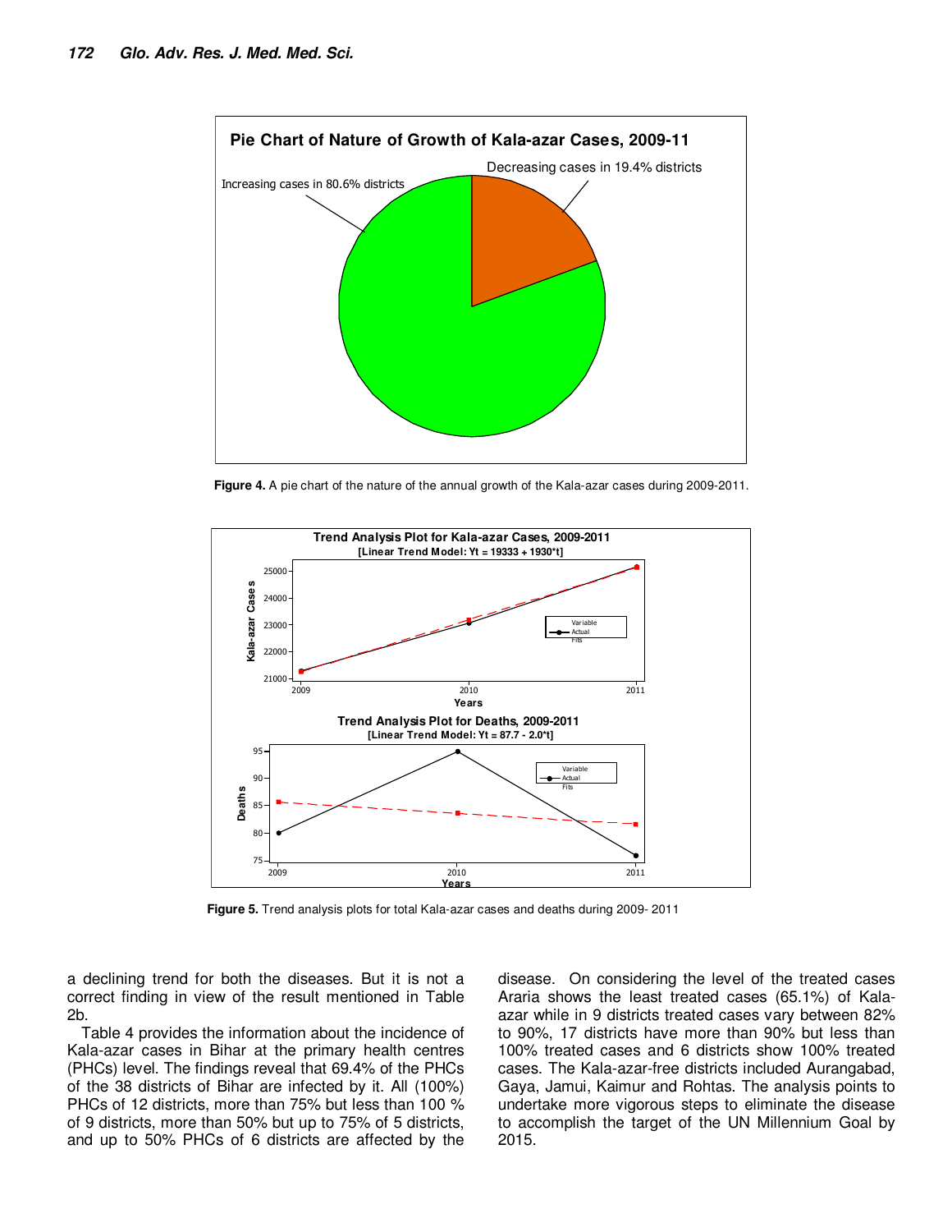Figure 4. A pie chart of the nature of the annual growth of the Kala-azar cases during 2009-2011.

Figure 5. Trend analysis plots for total Kala-azar cases and deaths during 2009- 2011

a declining trend for both the diseases. But it is not a correct finding in view of the result mentioned in Table 2b.

Table 4 provides the information about the incidence of Kala-azar cases in Bihar at the primary health centres (PHCs) level. The findings reveal that 69.4% of the PHCs of the 38 districts of Bihar are infected by it. All (100%) PHCs of 12 districts, more than 75% but less than 100 % of 9 districts, more than 50% but up to 75% of 5 districts, and up to 50% PHCs of 6 districts are affected by the disease. On considering the level of the treated cases Araria shows the least treated cases (65.1%) of Kala-azar while in 9 districts treated cases vary between 82% to 90%, 17 districts have more than 90% but less than 100% treated cases and 6 districts show 100% treated cases. The Kala-azar-free districts included Aurangabad, Gaya, Jamui, Kaimur and Rohtas. The analysis points to undertake more vigorous steps to eliminate the disease to accomplish the target of the UN Millennium Goal by 2015.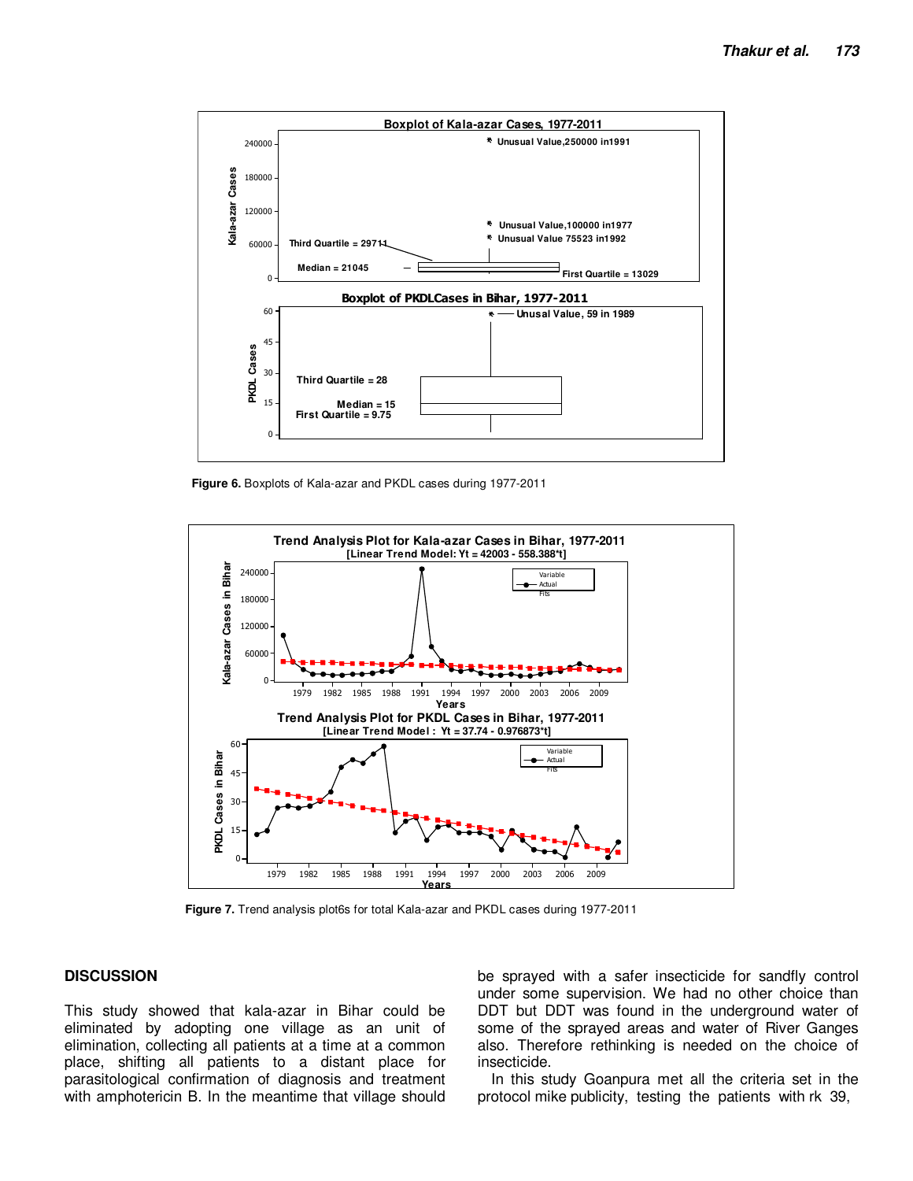Figure 6. Boxplots of Kala-azar and PKDL cases during 1977-2011

Figure 7. Trend analysis plot6s for total Kala-azar and PKDL cases during 1977-2011

## DISCUSSION

This study showed that kala-azar in Bihar could be eliminated by adopting one village as an unit of elimination, collecting all patients at a time at a common place, shifting all patients to a distant place for parasitological confirmation of diagnosis and treatment with amphotericin B. In the meantime that village should be sprayed with a safer insecticide for sandfly control under some supervision. We had no other choice than DDT but DDT was found in the underground water of some of the sprayed areas and water of River Ganges also. Therefore rethinking is needed on the choice of insecticide.

In this study Goanpura met all the criteria set in the protocol mike publicity, testing the patients with rk 39,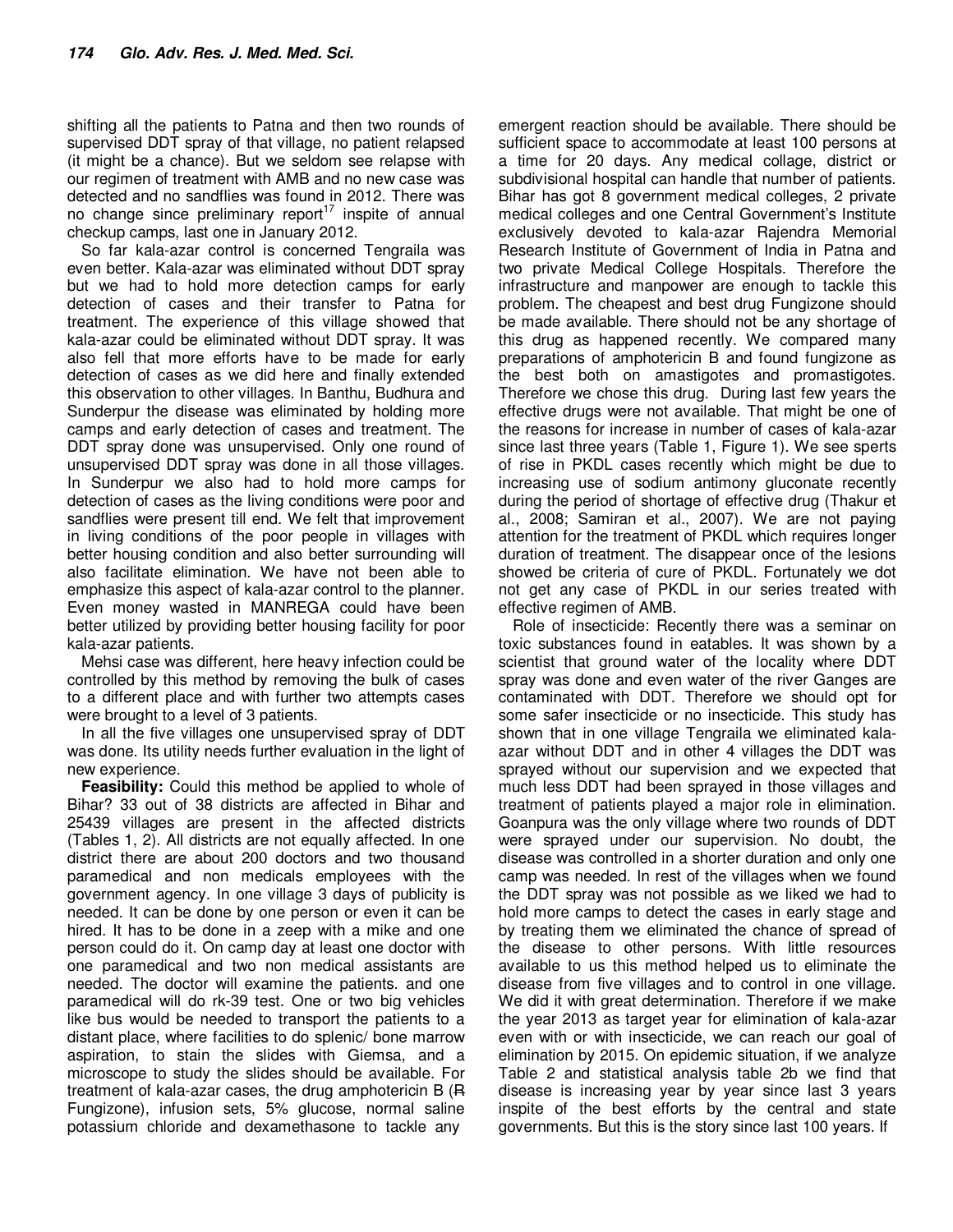shifting all the patients to Patna and then two rounds of supervised DDT spray of that village, no patient relapsed (it might be a chance). But we seldom see relapse with our regimen of treatment with AMB and no new case was detected and no sandflies was found in 2012. There was no change since preliminary report[17] inspite of annual checkup camps, last one in January 2012.

So far kala-azar control is concerned Tengraila was even better. Kala-azar was eliminated without DDT spray but we had to hold more detection camps for early detection of cases and their transfer to Patna for treatment. The experience of this village showed that kala-azar could be eliminated without DDT spray. It was also fell that more efforts have to be made for early detection of cases as we did here and finally extended this observation to other villages. In Banthu, Budhura and Sunderpur the disease was eliminated by holding more camps and early detection of cases and treatment. The DDT spray done was unsupervised. Only one round of unsupervised DDT spray was done in all those villages. In Sunderpur we also had to hold more camps for detection of cases as the living conditions were poor and sandflies were present till end. We felt that improvement in living conditions of the poor people in villages with better housing condition and also better surrounding will also facilitate elimination. We have not been able to emphasize this aspect of kala-azar control to the planner. Even money wasted in MANREGA could have been better utilized by providing better housing facility for poor kala-azar patients.

Mehsi case was different, here heavy infection could be controlled by this method by removing the bulk of cases to a different place and with further two attempts cases were brought to a level of 3 patients.

In all the five villages one unsupervised spray of DDT was done. Its utility needs further evaluation in the light of new experience.

**Feasibility:** Could this method be applied to whole of Bihar? 33 out of 38 districts are affected in Bihar and 25439 villages are present in the affected districts (Tables 1, 2). All districts are not equally affected. In one district there are about 200 doctors and two thousand paramedical and non medicals employees with the government agency. In one village 3 days of publicity is needed. It can be done by one person or even it can be hired. It has to be done in a zeep with a mike and one person could do it. On camp day at least one doctor with one paramedical and two non medical assistants are needed. The doctor will examine the patients. and one paramedical will do rk-39 test. One or two big vehicles like bus would be needed to transport the patients to a distant place, where facilities to do splenic/ bone marrow aspiration, to stain the slides with Giemsa, and a microscope to study the slides should be available. For treatment of kala-azar cases, the drug amphotericin B (Ꞧ Fungizone), infusion sets, 5% glucose, normal saline potassium chloride and dexamethasone to tackle any emergent reaction should be available. There should be sufficient space to accommodate at least 100 persons at a time for 20 days. Any medical collage, district or subdivisional hospital can handle that number of patients. Bihar has got 8 government medical colleges, 2 private medical colleges and one Central Government's Institute exclusively devoted to kala-azar Rajendra Memorial Research Institute of Government of India in Patna and two private Medical College Hospitals. Therefore the infrastructure and manpower are enough to tackle this problem. The cheapest and best drug Fungizone should be made available. There should not be any shortage of this drug as happened recently. We compared many preparations of amphotericin B and found fungizone as the best both on amastigotes and promastigotes. Therefore we chose this drug. During last few years the effective drugs were not available. That might be one of the reasons for increase in number of cases of kala-azar since last three years (Table 1, Figure 1). We see sperts of rise in PKDL cases recently which might be due to increasing use of sodium antimony gluconate recently during the period of shortage of effective drug (Thakur et al., 2008; Samiran et al., 2007). We are not paying attention for the treatment of PKDL which requires longer duration of treatment. The disappear once of the lesions showed be criteria of cure of PKDL. Fortunately we dot not get any case of PKDL in our series treated with effective regimen of AMB.

Role of insecticide: Recently there was a seminar on toxic substances found in eatables. It was shown by a scientist that ground water of the locality where DDT spray was done and even water of the river Ganges are contaminated with DDT. Therefore we should opt for some safer insecticide or no insecticide. This study has shown that in one village Tengraila we eliminated kala-azar without DDT and in other 4 villages the DDT was sprayed without our supervision and we expected that much less DDT had been sprayed in those villages and treatment of patients played a major role in elimination. Goanpura was the only village where two rounds of DDT were sprayed under our supervision. No doubt, the disease was controlled in a shorter duration and only one camp was needed. In rest of the villages when we found the DDT spray was not possible as we liked we had to hold more camps to detect the cases in early stage and by treating them we eliminated the chance of spread of the disease to other persons. With little resources available to us this method helped us to eliminate the disease from five villages and to control in one village. We did it with great determination. Therefore if we make the year 2013 as target year for elimination of kala-azar even with or with insecticide, we can reach our goal of elimination by 2015. On epidemic situation, if we analyze Table 2 and statistical analysis table 2b we find that disease is increasing year by year since last 3 years inspite of the best efforts by the central and state governments. But this is the story since last 100 years. If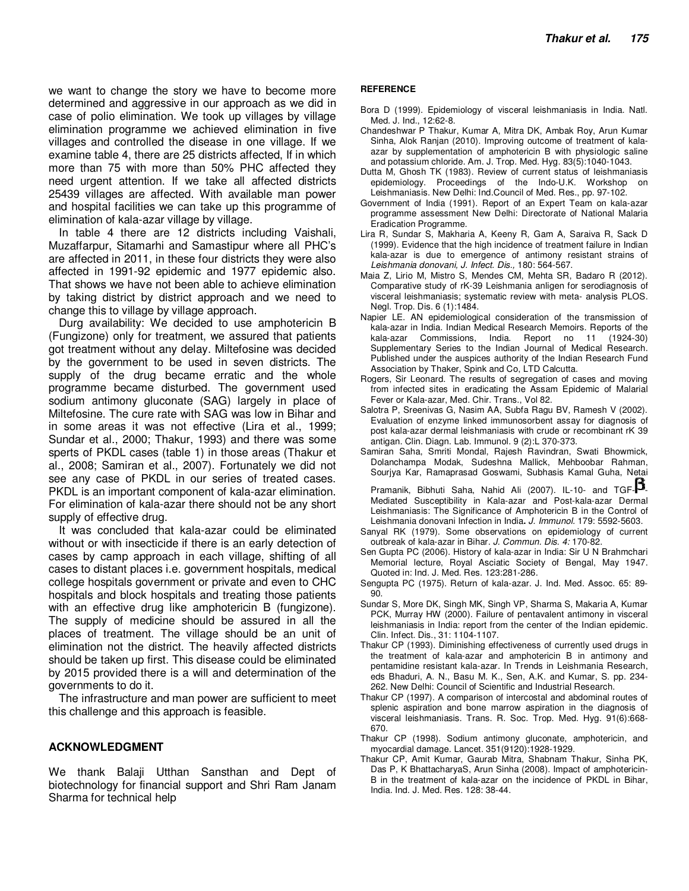we want to change the story we have to become more determined and aggressive in our approach as we did in case of polio elimination. We took up villages by village elimination programme we achieved elimination in five villages and controlled the disease in one village. If we examine table 4, there are 25 districts affected, If in which more than 75 with more than 50% PHC affected they need urgent attention. If we take all affected districts 25439 villages are affected. With available man power and hospital facilities we can take up this programme of elimination of kala-azar village by village.

In table 4 there are 12 districts including Vaishali, Muzaffarpur, Sitamarhi and Samastipur where all PHC's are affected in 2011, in these four districts they were also affected in 1991-92 epidemic and 1977 epidemic also. That shows we have not been able to achieve elimination by taking district by district approach and we need to change this to village by village approach.

Durg availability: We decided to use amphotericin B (Fungizone) only for treatment, we assured that patients got treatment without any delay. Miltefosine was decided by the government to be used in seven districts. The supply of the drug became erratic and the whole programme became disturbed. The government used sodium antimony gluconate (SAG) largely in place of Miltefosine. The cure rate with SAG was low in Bihar and in some areas it was not effective (Lira et al., 1999; Sundar et al., 2000; Thakur, 1993) and there was some sperts of PKDL cases (table 1) in those areas (Thakur et al., 2008; Samiran et al., 2007). Fortunately we did not see any case of PKDL in our series of treated cases. PKDL is an important component of kala-azar elimination. For elimination of kala-azar there should not be any short supply of effective drug.

It was concluded that kala-azar could be eliminated without or with insecticide if there is an early detection of cases by camp approach in each village, shifting of all cases to distant places i.e. government hospitals, medical college hospitals government or private and even to CHC hospitals and block hospitals and treating those patients with an effective drug like amphotericin B (fungizone). The supply of medicine should be assured in all the places of treatment. The village should be an unit of elimination not the district. The heavily affected districts should be taken up first. This disease could be eliminated by 2015 provided there is a will and determination of the governments to do it.

The infrastructure and man power are sufficient to meet this challenge and this approach is feasible.

## ACKNOWLEDGMENT

We thank Balaji Utthan Sansthan and Dept of biotechnology for financial support and Shri Ram Janam Sharma for technical help

## REFERENCE

Bora D (1999). Epidemiology of visceral leishmaniasis in India. Natl. Med. J. Ind., 12:62-8.

Chandeshwar P Thakur, Kumar A, Mitra DK, Ambak Roy, Arun Kumar Sinha, Alok Ranjan (2010). Improving outcome of treatment of kala-azar by supplementation of amphotericin B with physiologic saline and potassium chloride. Am. J. Trop. Med. Hyg. 83(5):1040-1043.

Dutta M, Ghosh TK (1983). Review of current status of leishmaniasis epidemiology. Proceedings of the Indo-U.K. Workshop on Leishmaniasis. New Delhi: Ind.Council of Med. Res., pp. 97-102.

Government of India (1991). Report of an Expert Team on kala-azar programme assessment New Delhi: Directorate of National Malaria Eradication Programme.

Lira R, Sundar S, Makharia A, Keeny R, Gam A, Saraiva R, Sack D (1999). Evidence that the high incidence of treatment failure in Indian kala-azar is due to emergence of antimony resistant strains of *Leishmania donovani, J. Infect. Dis.,* 180: 564-567.

Maia Z, Lirio M, Mistro S, Mendes CM, Mehta SR, Badaro R (2012). Comparative study of rK-39 Leishmania anligen for serodiagnosis of visceral leishmaniasis; systematic review with meta- analysis PLOS. Negl. Trop. Dis. 6 (1):1484.

Napier LE. AN epidemiological consideration of the transmission of kala-azar in India. Indian Medical Research Memoirs. Reports of the kala-azar Commissions, India. Report no 11 (1924-30) Supplementary Series to the Indian Journal of Medical Research. Published under the auspices authority of the Indian Research Fund Association by Thaker, Spink and Co, LTD Calcutta.

Rogers, Sir Leonard. The results of segregation of cases and moving from infected sites in eradicating the Assam Epidemic of Malarial Fever or Kala-azar, Med. Chir. Trans., Vol 82.

Salotra P, Sreenivas G, Nasim AA, Subfa Ragu BV, Ramesh V (2002). Evaluation of enzyme linked immunosorbent assay for diagnosis of post kala-azar dermal leishmaniasis with crude or recombinant rK 39 antigan. Clin. Diagn. Lab. Immunol. 9 (2):L 370-373.

Samiran Saha, Smriti Mondal, Rajesh Ravindran, Swati Bhowmick, Dolanchampa Modak, Sudeshna Mallick, Mehboobar Rahman, Sourjya Kar, Ramaprasad Goswami, Subhasis Kamal Guha, Netai Pramanik, Bibhuti Saha, Nahid Ali (2007). IL-10- and TGF-β-Mediated Susceptibility in Kala-azar and Post-kala-azar Dermal Leishmaniasis: The Significance of Amphotericin B in the Control of Leishmania donovani Infection in India. *J. Immunol.* 179: 5592-5603.

Sanyal RK (1979). Some observations on epidemiology of current outbreak of kala-azar in Bihar. *J. Commun. Dis. 4:* 170-82.

Sen Gupta PC (2006). History of kala-azar in India: Sir U N Brahmchari Memorial lecture, Royal Asciatic Society of Bengal, May 1947. Quoted in: Ind. J. Med. Res. 123:281-286.

Sengupta PC (1975). Return of kala-azar. J. Ind. Med. Assoc. 65: 89-90.

Sundar S, More DK, Singh MK, Singh VP, Sharma S, Makaria A, Kumar PCK, Murray HW (2000). Failure of pentavalent antimony in visceral leishmaniasis in India: report from the center of the Indian epidemic. Clin. Infect. Dis., 31: 1104-1107.

Thakur CP (1993). Diminishing effectiveness of currently used drugs in the treatment of kala-azar and amphotericin B in antimony and pentamidine resistant kala-azar. In Trends in Leishmania Research, eds Bhaduri, A. N., Basu M. K., Sen, A.K. and Kumar, S. pp. 234-262. New Delhi: Council of Scientific and Industrial Research.

Thakur CP (1997). A comparison of intercostal and abdominal routes of splenic aspiration and bone marrow aspiration in the diagnosis of visceral leishmaniasis. Trans. R. Soc. Trop. Med. Hyg. 91(6):668-670.

Thakur CP (1998). Sodium antimony gluconate, amphotericin, and myocardial damage. Lancet. 351(9120):1928-1929.

Thakur CP, Amit Kumar, Gaurab Mitra, Shabnam Thakur, Sinha PK, Das P, K BhattacharyaS, Arun Sinha (2008). Impact of amphotericin-B in the treatment of kala-azar on the incidence of PKDL in Bihar, India. Ind. J. Med. Res. 128: 38-44.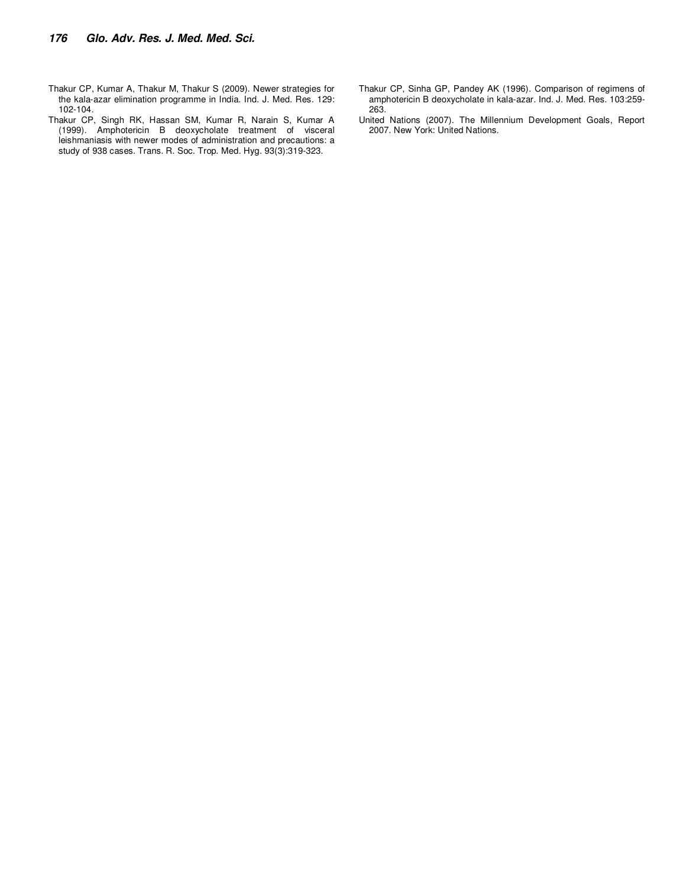Thakur CP, Kumar A, Thakur M, Thakur S (2009). Newer strategies for the kala-azar elimination programme in India. Ind. J. Med. Res. 129: 102-104.

Thakur CP, Singh RK, Hassan SM, Kumar R, Narain S, Kumar A (1999). Amphotericin B deoxycholate treatment of visceral leishmaniasis with newer modes of administration and precautions: a study of 938 cases. Trans. R. Soc. Trop. Med. Hyg. 93(3):319-323.

Thakur CP, Sinha GP, Pandey AK (1996). Comparison of regimens of amphotericin B deoxycholate in kala-azar. Ind. J. Med. Res. 103:259-263.

United Nations (2007). The Millennium Development Goals, Report 2007. New York: United Nations.